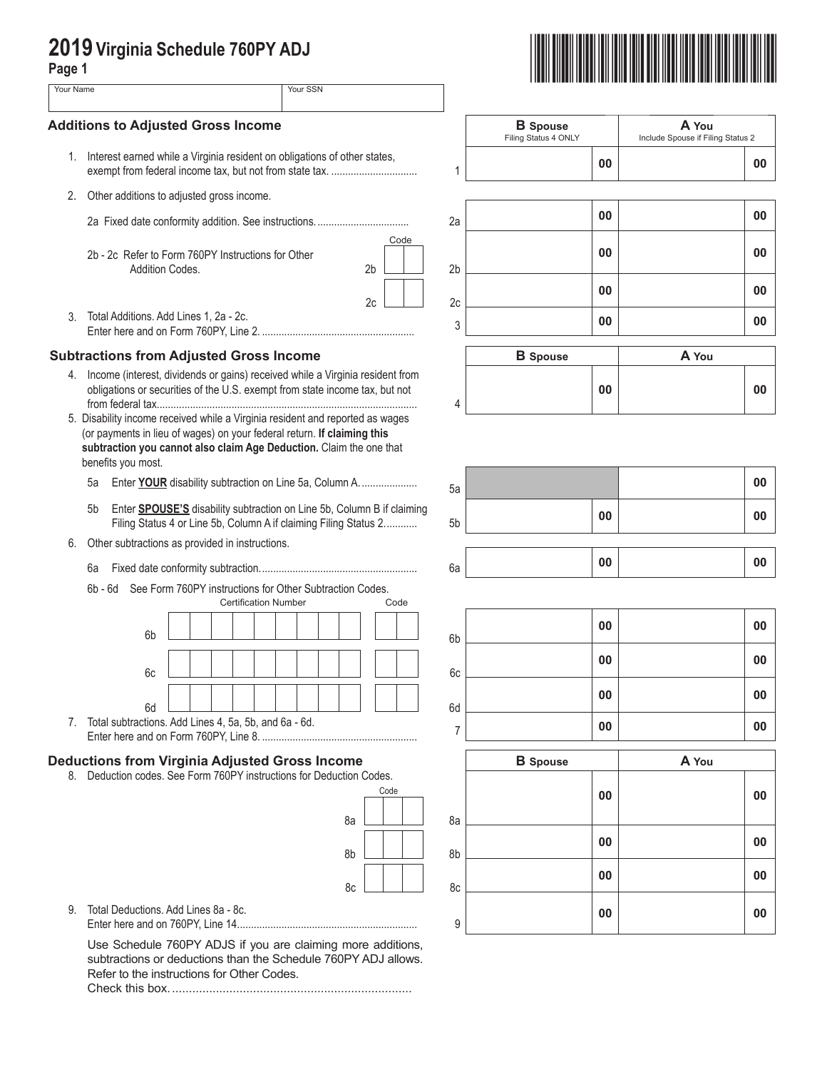# 2019 Virginia Schedule 760PY ADJ

Page 1

| Your Name | Your SSN |
|---|---|
| | |

## Additions to Adjusted Gross Income

| | | B Spouse (Filing Status 4 ONLY) | A You (Include Spouse if Filing Status 2) |
|---|---|---|---|
| 1. Interest earned while a Virginia resident on obligations of other states, exempt from federal income tax, but not from state tax. | 1 | 00 | 00 |
| 2. Other additions to adjusted gross income. | | | |
| 2a Fixed date conformity addition. See instructions. | 2a | 00 | 00 |
| 2b - 2c Refer to Form 760PY Instructions for Other Addition Codes. 2b Code: | 2b | 00 | 00 |
| 2c Code: | 2c | 00 | 00 |
| 3. Total Additions. Add Lines 1, 2a - 2c. Enter here and on Form 760PY, Line 2. | 3 | 00 | 00 |

## Subtractions from Adjusted Gross Income

| | | B Spouse | A You |
|---|---|---|---|
| 4. Income (interest, dividends or gains) received while a Virginia resident from obligations or securities of the U.S. exempt from state income tax, but not from federal tax. | 4 | 00 | 00 |
| 5. Disability income received while a Virginia resident and reported as wages (or payments in lieu of wages) on your federal return. **If claiming this subtraction you cannot also claim Age Deduction.** Claim the one that benefits you most. | | | |
| 5a Enter **YOUR** disability subtraction on Line 5a, Column A. | 5a | | 00 |
| 5b Enter **SPOUSE'S** disability subtraction on Line 5b, Column B if claiming Filing Status 4 or Line 5b, Column A if claiming Filing Status 2. | 5b | 00 | 00 |
| 6. Other subtractions as provided in instructions. | | | |
| 6a Fixed date conformity subtraction. | 6a | 00 | 00 |
| 6b - 6d See Form 760PY instructions for Other Subtraction Codes. 6b Certification Number: Code: | 6b | 00 | 00 |
| 6c Certification Number: Code: | 6c | 00 | 00 |
| 6d Certification Number: Code: | 6d | 00 | 00 |
| 7. Total subtractions. Add Lines 4, 5a, 5b, and 6a - 6d. Enter here and on Form 760PY, Line 8. | 7 | 00 | 00 |

## Deductions from Virginia Adjusted Gross Income

| | | B Spouse | A You |
|---|---|---|---|
| 8. Deduction codes. See Form 760PY instructions for Deduction Codes. 8a Code: | 8a | 00 | 00 |
| 8b Code: | 8b | 00 | 00 |
| 8c Code: | 8c | 00 | 00 |
| 9. Total Deductions. Add Lines 8a - 8c. Enter here and on 760PY, Line 14. | 9 | 00 | 00 |

Use Schedule 760PY ADJS if you are claiming more additions, subtractions or deductions than the Schedule 760PY ADJ allows. Refer to the instructions for Other Codes.
Check this box. ☐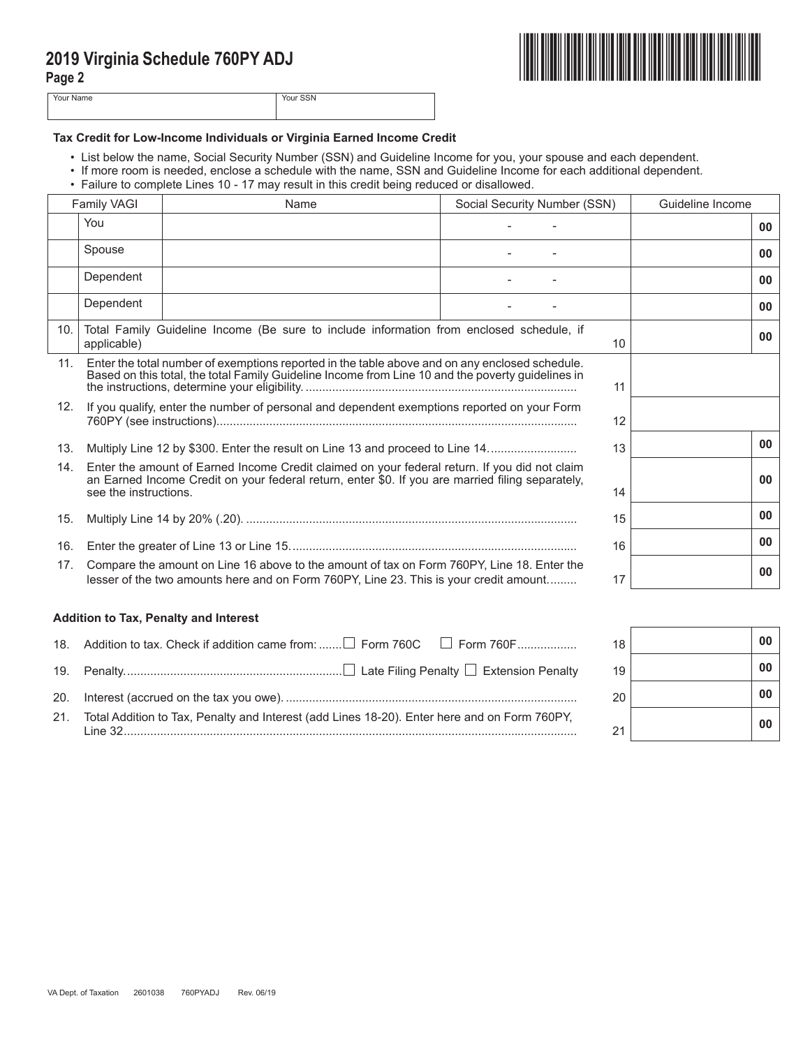# 2019 Virginia Schedule 760PY ADJ

**Page 2**

| Your Name | Your SSN |
|---|---|
| | |

### Tax Credit for Low-Income Individuals or Virginia Earned Income Credit

- List below the name, Social Security Number (SSN) and Guideline Income for you, your spouse and each dependent.
- If more room is needed, enclose a schedule with the name, SSN and Guideline Income for each additional dependent.
- Failure to complete Lines 10 - 17 may result in this credit being reduced or disallowed.

| Family VAGI | | Name | Social Security Number (SSN) | Guideline Income |
|---|---|---|---|---|
| | You | | - - | 00 |
| | Spouse | | - - | 00 |
| | Dependent | | - - | 00 |
| | Dependent | | - - | 00 |
| 10. | Total Family Guideline Income (Be sure to include information from enclosed schedule, if applicable) | | 10 | 00 |
| 11. | Enter the total number of exemptions reported in the table above and on any enclosed schedule. Based on this total, the total Family Guideline Income from Line 10 and the poverty guidelines in the instructions, determine your eligibility. | | 11 | |
| 12. | If you qualify, enter the number of personal and dependent exemptions reported on your Form 760PY (see instructions) | | 12 | |
| 13. | Multiply Line 12 by $300. Enter the result on Line 13 and proceed to Line 14. | | 13 | 00 |
| 14. | Enter the amount of Earned Income Credit claimed on your federal return. If you did not claim an Earned Income Credit on your federal return, enter $0. If you are married filing separately, see the instructions. | | 14 | 00 |
| 15. | Multiply Line 14 by 20% (.20). | | 15 | 00 |
| 16. | Enter the greater of Line 13 or Line 15. | | 16 | 00 |
| 17. | Compare the amount on Line 16 above to the amount of tax on Form 760PY, Line 18. Enter the lesser of the two amounts here and on Form 760PY, Line 23. This is your credit amount. | | 17 | 00 |

### Addition to Tax, Penalty and Interest

| | | | |
|---|---|---|---|
| 18. | Addition to tax. Check if addition came from: ☐ Form 760C ☐ Form 760F | 18 | 00 |
| 19. | Penalty. ☐ Late Filing Penalty ☐ Extension Penalty | 19 | 00 |
| 20. | Interest (accrued on the tax you owe). | 20 | 00 |
| 21. | Total Addition to Tax, Penalty and Interest (add Lines 18-20). Enter here and on Form 760PY, Line 32 | 21 | 00 |

VA Dept. of Taxation 2601038 760PYADJ Rev. 06/19